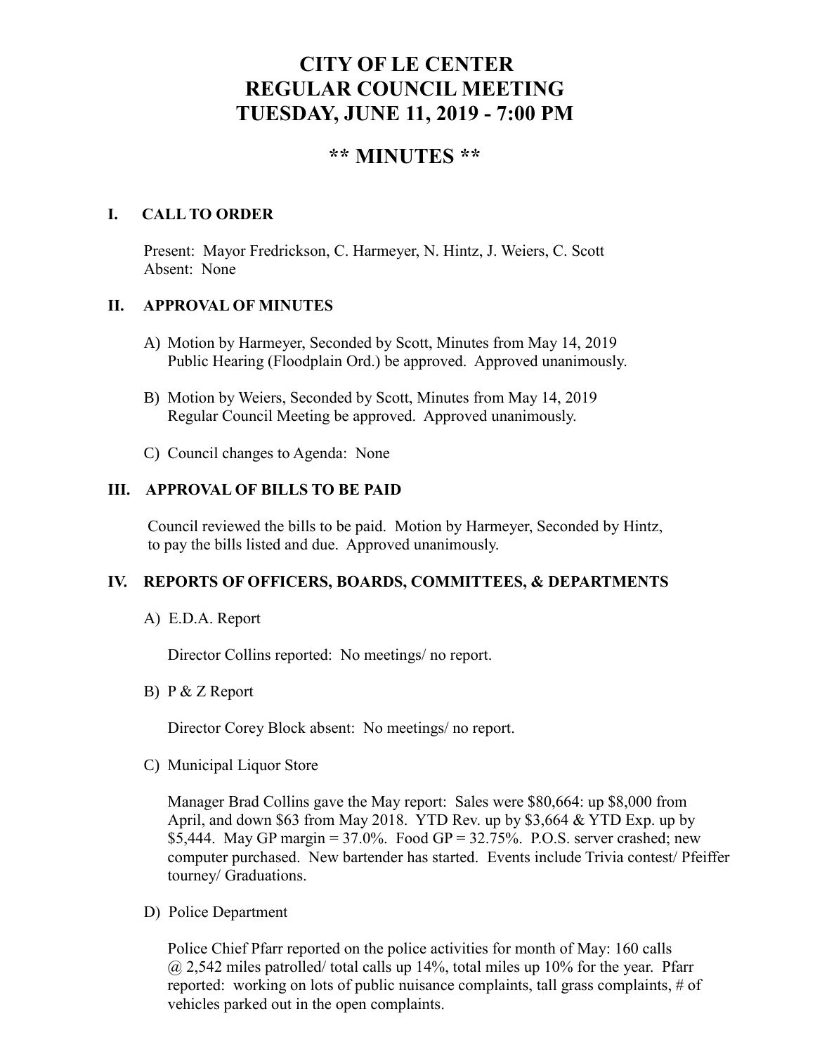# CITY OF LE CENTER
# REGULAR COUNCIL MEETING
# TUESDAY, JUNE 11, 2019 - 7:00 PM

## ** MINUTES **

### I. CALL TO ORDER

Present: Mayor Fredrickson, C. Harmeyer, N. Hintz, J. Weiers, C. Scott
Absent: None

### II. APPROVAL OF MINUTES

A) Motion by Harmeyer, Seconded by Scott, Minutes from May 14, 2019 Public Hearing (Floodplain Ord.) be approved. Approved unanimously.

B) Motion by Weiers, Seconded by Scott, Minutes from May 14, 2019 Regular Council Meeting be approved. Approved unanimously.

C) Council changes to Agenda: None

### III. APPROVAL OF BILLS TO BE PAID

Council reviewed the bills to be paid. Motion by Harmeyer, Seconded by Hintz, to pay the bills listed and due. Approved unanimously.

### IV. REPORTS OF OFFICERS, BOARDS, COMMITTEES, & DEPARTMENTS

A) E.D.A. Report

Director Collins reported: No meetings/ no report.

B) P & Z Report

Director Corey Block absent: No meetings/ no report.

C) Municipal Liquor Store

Manager Brad Collins gave the May report: Sales were $80,664: up $8,000 from April, and down $63 from May 2018. YTD Rev. up by $3,664 & YTD Exp. up by $5,444. May GP margin = 37.0%. Food GP = 32.75%. P.O.S. server crashed; new computer purchased. New bartender has started. Events include Trivia contest/ Pfeiffer tourney/ Graduations.

D) Police Department

Police Chief Pfarr reported on the police activities for month of May: 160 calls @ 2,542 miles patrolled/ total calls up 14%, total miles up 10% for the year. Pfarr reported: working on lots of public nuisance complaints, tall grass complaints, # of vehicles parked out in the open complaints.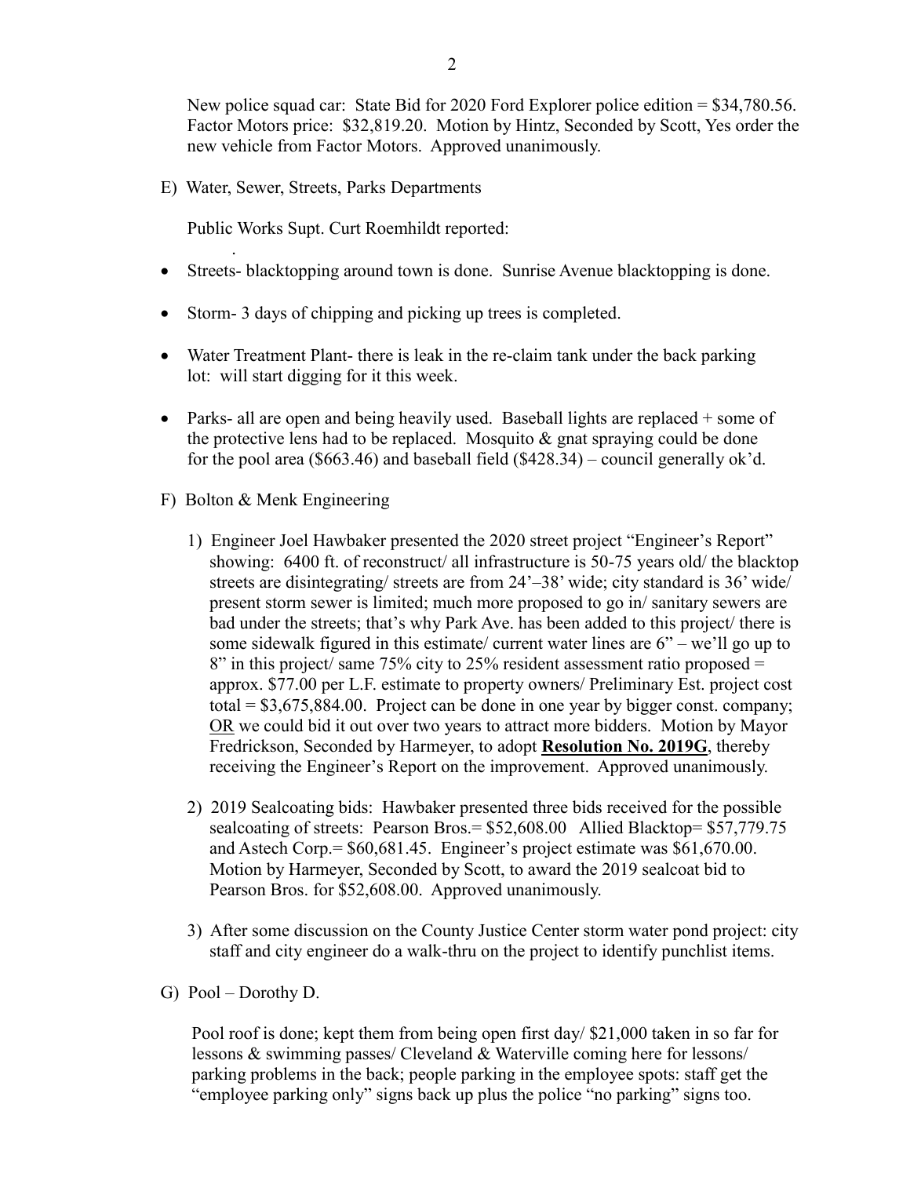New police squad car: State Bid for 2020 Ford Explorer police edition = $34,780.56. Factor Motors price: $32,819.20. Motion by Hintz, Seconded by Scott, Yes order the new vehicle from Factor Motors. Approved unanimously.

E) Water, Sewer, Streets, Parks Departments

Public Works Supt. Curt Roemhildt reported:

- Streets- blacktopping around town is done. Sunrise Avenue blacktopping is done.
- Storm- 3 days of chipping and picking up trees is completed.
- Water Treatment Plant- there is leak in the re-claim tank under the back parking lot: will start digging for it this week.
- Parks- all are open and being heavily used. Baseball lights are replaced + some of the protective lens had to be replaced. Mosquito & gnat spraying could be done for the pool area ($663.46) and baseball field ($428.34) – council generally ok'd.

F) Bolton & Menk Engineering

1) Engineer Joel Hawbaker presented the 2020 street project "Engineer's Report" showing: 6400 ft. of reconstruct/ all infrastructure is 50-75 years old/ the blacktop streets are disintegrating/ streets are from 24'–38' wide; city standard is 36' wide/ present storm sewer is limited; much more proposed to go in/ sanitary sewers are bad under the streets; that's why Park Ave. has been added to this project/ there is some sidewalk figured in this estimate/ current water lines are 6" – we'll go up to 8" in this project/ same 75% city to 25% resident assessment ratio proposed = approx. $77.00 per L.F. estimate to property owners/ Preliminary Est. project cost total = $3,675,884.00. Project can be done in one year by bigger const. company; <u>OR</u> we could bid it out over two years to attract more bidders. Motion by Mayor Fredrickson, Seconded by Harmeyer, to adopt **<u>Resolution No. 2019G</u>**, thereby receiving the Engineer's Report on the improvement. Approved unanimously.

2) 2019 Sealcoating bids: Hawbaker presented three bids received for the possible sealcoating of streets: Pearson Bros.= $52,608.00 Allied Blacktop= $57,779.75 and Astech Corp.= $60,681.45. Engineer's project estimate was $61,670.00. Motion by Harmeyer, Seconded by Scott, to award the 2019 sealcoat bid to Pearson Bros. for $52,608.00. Approved unanimously.

3) After some discussion on the County Justice Center storm water pond project: city staff and city engineer do a walk-thru on the project to identify punchlist items.

G) Pool – Dorothy D.

Pool roof is done; kept them from being open first day/ $21,000 taken in so far for lessons & swimming passes/ Cleveland & Waterville coming here for lessons/ parking problems in the back; people parking in the employee spots: staff get the "employee parking only" signs back up plus the police "no parking" signs too.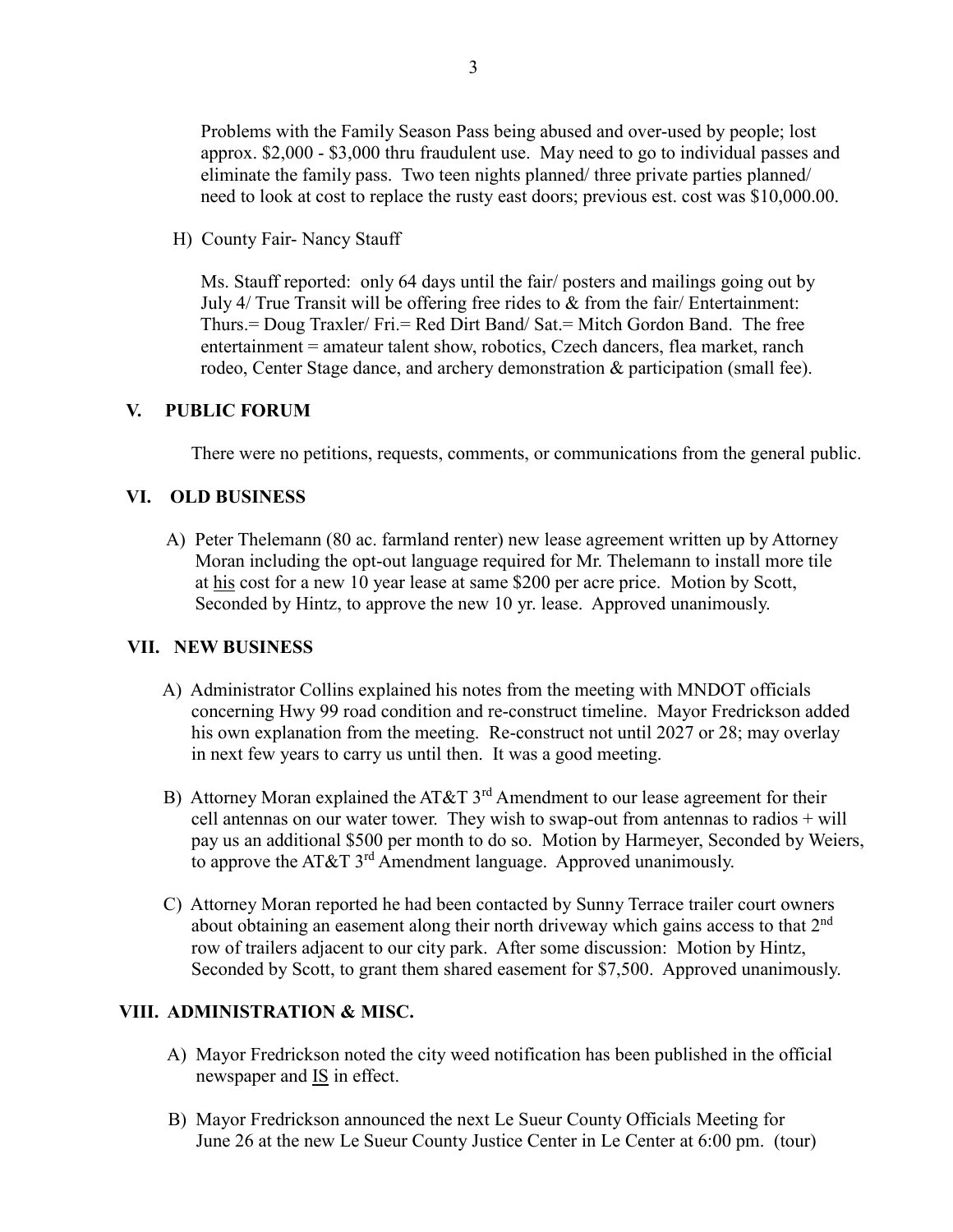Problems with the Family Season Pass being abused and over-used by people; lost approx. $2,000 - $3,000 thru fraudulent use. May need to go to individual passes and eliminate the family pass. Two teen nights planned/ three private parties planned/ need to look at cost to replace the rusty east doors; previous est. cost was $10,000.00.

H) County Fair- Nancy Stauff

Ms. Stauff reported: only 64 days until the fair/ posters and mailings going out by July 4/ True Transit will be offering free rides to & from the fair/ Entertainment: Thurs.= Doug Traxler/ Fri.= Red Dirt Band/ Sat.= Mitch Gordon Band. The free entertainment = amateur talent show, robotics, Czech dancers, flea market, ranch rodeo, Center Stage dance, and archery demonstration & participation (small fee).

## V. PUBLIC FORUM

There were no petitions, requests, comments, or communications from the general public.

## VI. OLD BUSINESS

A) Peter Thelemann (80 ac. farmland renter) new lease agreement written up by Attorney Moran including the opt-out language required for Mr. Thelemann to install more tile at <u>his</u> cost for a new 10 year lease at same $200 per acre price. Motion by Scott, Seconded by Hintz, to approve the new 10 yr. lease. Approved unanimously.

## VII. NEW BUSINESS

A) Administrator Collins explained his notes from the meeting with MNDOT officials concerning Hwy 99 road condition and re-construct timeline. Mayor Fredrickson added his own explanation from the meeting. Re-construct not until 2027 or 28; may overlay in next few years to carry us until then. It was a good meeting.

B) Attorney Moran explained the AT&T 3rd Amendment to our lease agreement for their cell antennas on our water tower. They wish to swap-out from antennas to radios + will pay us an additional $500 per month to do so. Motion by Harmeyer, Seconded by Weiers, to approve the AT&T 3rd Amendment language. Approved unanimously.

C) Attorney Moran reported he had been contacted by Sunny Terrace trailer court owners about obtaining an easement along their north driveway which gains access to that 2nd row of trailers adjacent to our city park. After some discussion: Motion by Hintz, Seconded by Scott, to grant them shared easement for $7,500. Approved unanimously.

## VIII. ADMINISTRATION & MISC.

A) Mayor Fredrickson noted the city weed notification has been published in the official newspaper and <u>IS</u> in effect.

B) Mayor Fredrickson announced the next Le Sueur County Officials Meeting for June 26 at the new Le Sueur County Justice Center in Le Center at 6:00 pm. (tour)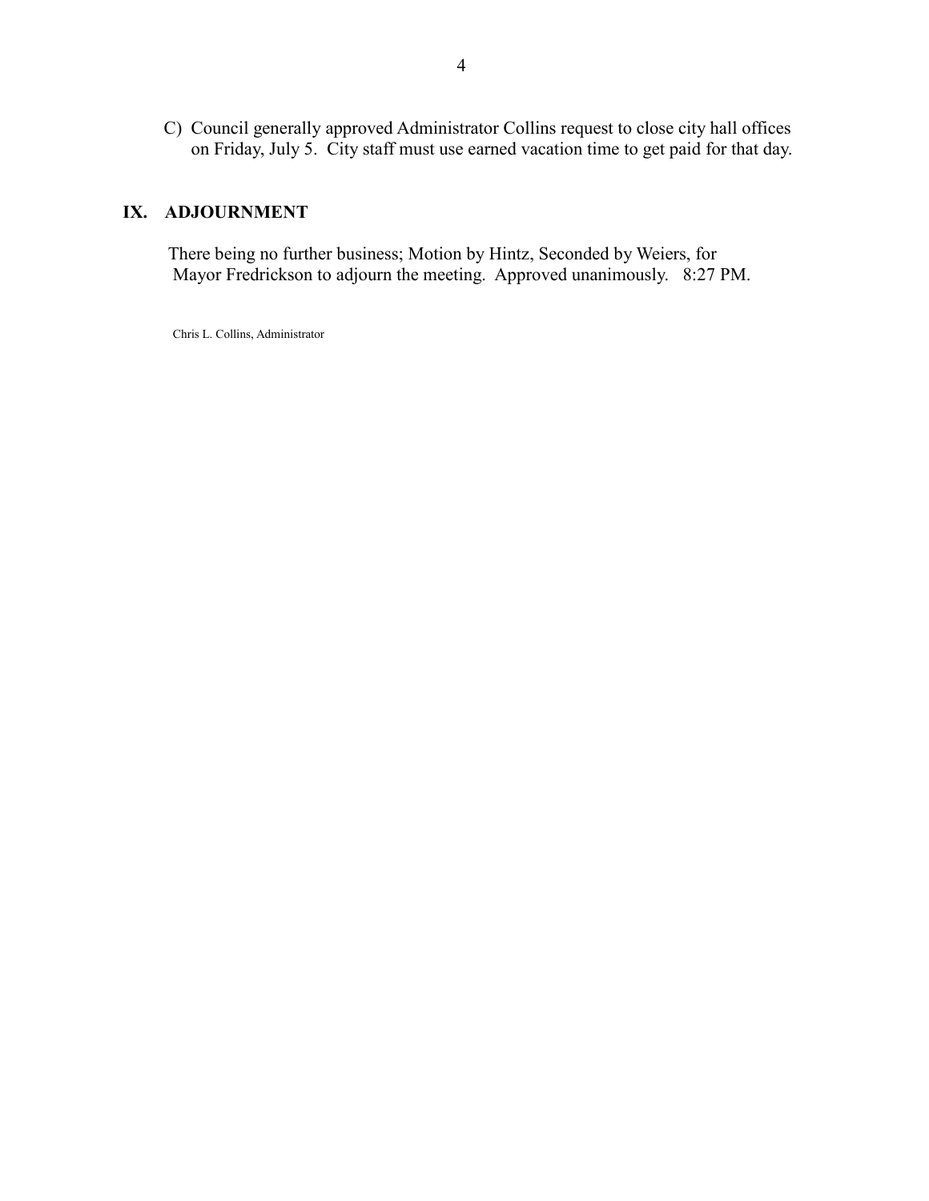C) Council generally approved Administrator Collins request to close city hall offices on Friday, July 5. City staff must use earned vacation time to get paid for that day.

## IX. ADJOURNMENT

There being no further business; Motion by Hintz, Seconded by Weiers, for Mayor Fredrickson to adjourn the meeting. Approved unanimously. 8:27 PM.

Chris L. Collins, Administrator